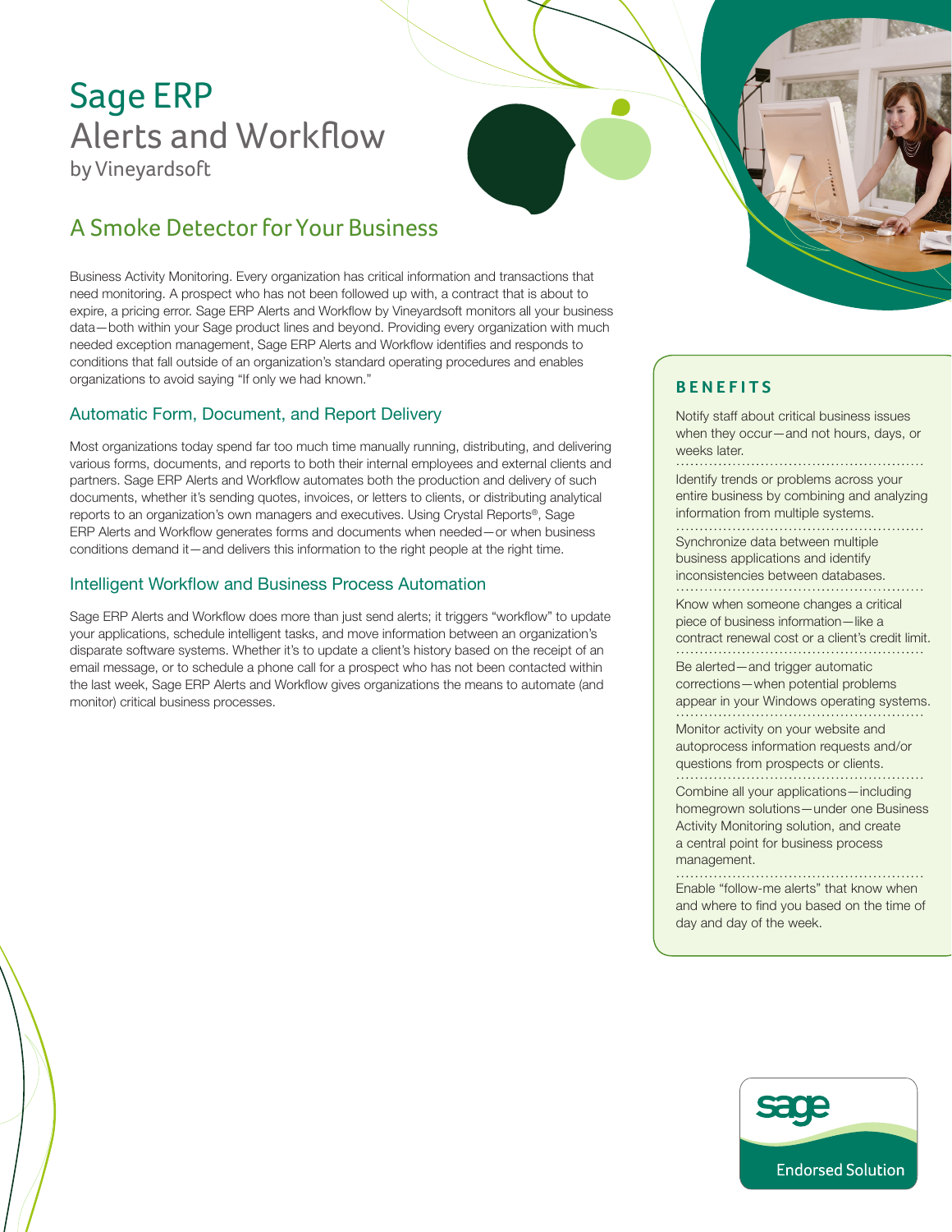# Sage ERP Alerts and Workflow

by Vineyardsoft

## A Smoke Detector for Your Business

Business Activity Monitoring. Every organization has critical information and transactions that need monitoring. A prospect who has not been followed up with, a contract that is about to expire, a pricing error. Sage ERP Alerts and Workflow by Vineyardsoft monitors all your business data—both within your Sage product lines and beyond. Providing every organization with much needed exception management, Sage ERP Alerts and Workflow identifies and responds to conditions that fall outside of an organization's standard operating procedures and enables organizations to avoid saying "If only we had known."

### Automatic Form, Document, and Report Delivery

Most organizations today spend far too much time manually running, distributing, and delivering various forms, documents, and reports to both their internal employees and external clients and partners. Sage ERP Alerts and Workflow automates both the production and delivery of such documents, whether it's sending quotes, invoices, or letters to clients, or distributing analytical reports to an organization's own managers and executives. Using Crystal Reports®, Sage ERP Alerts and Workflow generates forms and documents when needed—or when business conditions demand it—and delivers this information to the right people at the right time.

### Intelligent Workflow and Business Process Automation

Sage ERP Alerts and Workflow does more than just send alerts; it triggers "workflow" to update your applications, schedule intelligent tasks, and move information between an organization's disparate software systems. Whether it's to update a client's history based on the receipt of an email message, or to schedule a phone call for a prospect who has not been contacted within the last week, Sage ERP Alerts and Workflow gives organizations the means to automate (and monitor) critical business processes.

### BENEFITS

- Notify staff about critical business issues when they occur—and not hours, days, or weeks later.
- Identify trends or problems across your entire business by combining and analyzing information from multiple systems.
- Synchronize data between multiple business applications and identify inconsistencies between databases.
- Know when someone changes a critical piece of business information—like a contract renewal cost or a client's credit limit.
- Be alerted—and trigger automatic corrections—when potential problems appear in your Windows operating systems.
- Monitor activity on your website and autoprocess information requests and/or questions from prospects or clients.
- Combine all your applications—including homegrown solutions—under one Business Activity Monitoring solution, and create a central point for business process management.
- Enable "follow-me alerts" that know when and where to find you based on the time of day and day of the week.

sage Endorsed Solution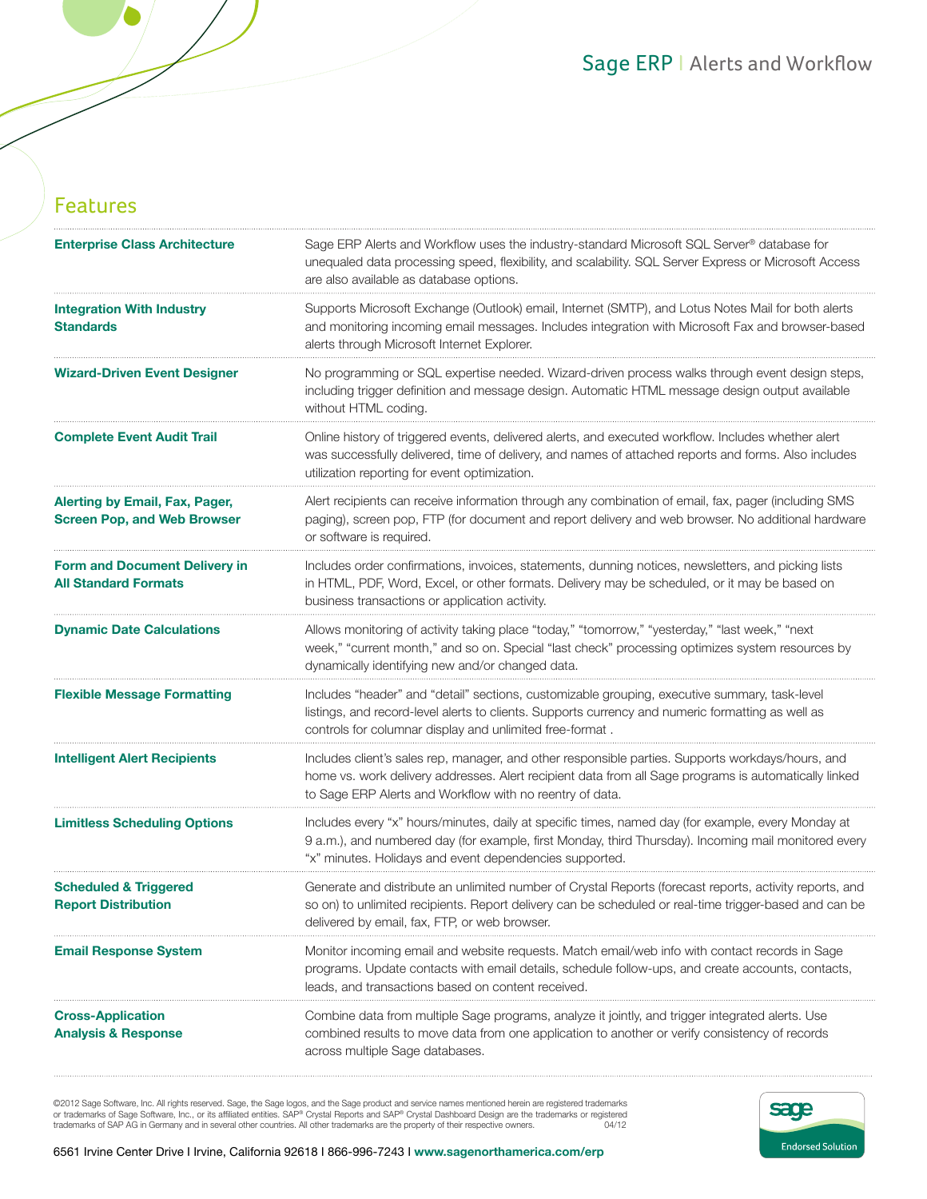## Features

| | |
|---|---|
| **Enterprise Class Architecture** | Sage ERP Alerts and Workflow uses the industry-standard Microsoft SQL Server® database for unequaled data processing speed, flexibility, and scalability. SQL Server Express or Microsoft Access are also available as database options. |
| **Integration With Industry Standards** | Supports Microsoft Exchange (Outlook) email, Internet (SMTP), and Lotus Notes Mail for both alerts and monitoring incoming email messages. Includes integration with Microsoft Fax and browser-based alerts through Microsoft Internet Explorer. |
| **Wizard-Driven Event Designer** | No programming or SQL expertise needed. Wizard-driven process walks through event design steps, including trigger definition and message design. Automatic HTML message design output available without HTML coding. |
| **Complete Event Audit Trail** | Online history of triggered events, delivered alerts, and executed workflow. Includes whether alert was successfully delivered, time of delivery, and names of attached reports and forms. Also includes utilization reporting for event optimization. |
| **Alerting by Email, Fax, Pager, Screen Pop, and Web Browser** | Alert recipients can receive information through any combination of email, fax, pager (including SMS paging), screen pop, FTP (for document and report delivery and web browser. No additional hardware or software is required. |
| **Form and Document Delivery in All Standard Formats** | Includes order confirmations, invoices, statements, dunning notices, newsletters, and picking lists in HTML, PDF, Word, Excel, or other formats. Delivery may be scheduled, or it may be based on business transactions or application activity. |
| **Dynamic Date Calculations** | Allows monitoring of activity taking place "today," "tomorrow," "yesterday," "last week," "next week," "current month," and so on. Special "last check" processing optimizes system resources by dynamically identifying new and/or changed data. |
| **Flexible Message Formatting** | Includes "header" and "detail" sections, customizable grouping, executive summary, task-level listings, and record-level alerts to clients. Supports currency and numeric formatting as well as controls for columnar display and unlimited free-format . |
| **Intelligent Alert Recipients** | Includes client's sales rep, manager, and other responsible parties. Supports workdays/hours, and home vs. work delivery addresses. Alert recipient data from all Sage programs is automatically linked to Sage ERP Alerts and Workflow with no reentry of data. |
| **Limitless Scheduling Options** | Includes every "x" hours/minutes, daily at specific times, named day (for example, every Monday at 9 a.m.), and numbered day (for example, first Monday, third Thursday). Incoming mail monitored every "x" minutes. Holidays and event dependencies supported. |
| **Scheduled & Triggered Report Distribution** | Generate and distribute an unlimited number of Crystal Reports (forecast reports, activity reports, and so on) to unlimited recipients. Report delivery can be scheduled or real-time trigger-based and can be delivered by email, fax, FTP, or web browser. |
| **Email Response System** | Monitor incoming email and website requests. Match email/web info with contact records in Sage programs. Update contacts with email details, schedule follow-ups, and create accounts, contacts, leads, and transactions based on content received. |
| **Cross-Application Analysis & Response** | Combine data from multiple Sage programs, analyze it jointly, and trigger integrated alerts. Use combined results to move data from one application to another or verify consistency of records across multiple Sage databases. |

©2012 Sage Software, Inc. All rights reserved. Sage, the Sage logos, and the Sage product and service names mentioned herein are registered trademarks or trademarks of Sage Software, Inc., or its affiliated entities. SAP® Crystal Reports and SAP® Crystal Dashboard Design are the trademarks or registered trademarks of SAP AG in Germany and in several other countries. All other trademarks are the property of their respective owners. 04/12

6561 Irvine Center Drive I Irvine, California 92618 I 866-996-7243 I **www.sagenorthamerica.com/erp**

sage Endorsed Solution